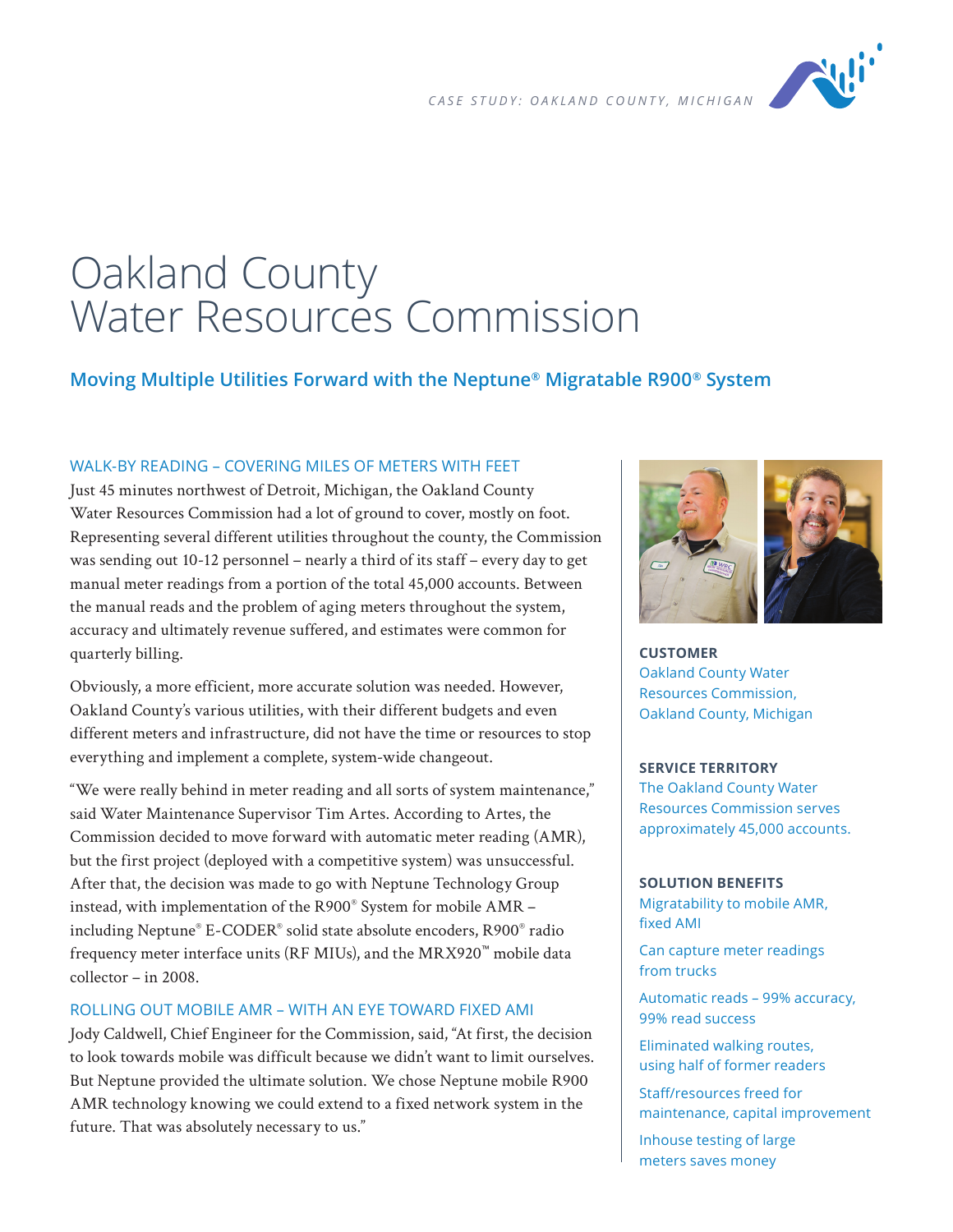*CASE STUDY: OAKLAND COUNTY, MICHIGAN*

# Oakland County Water Resources Commission

## Moving Multiple Utilities Forward with the Neptune® Migratable R900® System

### WALK-BY READING – COVERING MILES OF METERS WITH FEET

Just 45 minutes northwest of Detroit, Michigan, the Oakland County Water Resources Commission had a lot of ground to cover, mostly on foot. Representing several different utilities throughout the county, the Commission was sending out 10-12 personnel – nearly a third of its staff – every day to get manual meter readings from a portion of the total 45,000 accounts. Between the manual reads and the problem of aging meters throughout the system, accuracy and ultimately revenue suffered, and estimates were common for quarterly billing.

Obviously, a more efficient, more accurate solution was needed. However, Oakland County's various utilities, with their different budgets and even different meters and infrastructure, did not have the time or resources to stop everything and implement a complete, system-wide changeout.

"We were really behind in meter reading and all sorts of system maintenance," said Water Maintenance Supervisor Tim Artes. According to Artes, the Commission decided to move forward with automatic meter reading (AMR), but the first project (deployed with a competitive system) was unsuccessful. After that, the decision was made to go with Neptune Technology Group instead, with implementation of the R900® System for mobile AMR – including Neptune® E-CODER® solid state absolute encoders, R900® radio frequency meter interface units (RF MIUs), and the MRX920™ mobile data collector – in 2008.

### ROLLING OUT MOBILE AMR – WITH AN EYE TOWARD FIXED AMI

Jody Caldwell, Chief Engineer for the Commission, said, "At first, the decision to look towards mobile was difficult because we didn't want to limit ourselves. But Neptune provided the ultimate solution. We chose Neptune mobile R900 AMR technology knowing we could extend to a fixed network system in the future. That was absolutely necessary to us."

**CUSTOMER**

Oakland County Water Resources Commission, Oakland County, Michigan

**SERVICE TERRITORY**

The Oakland County Water Resources Commission serves approximately 45,000 accounts.

**SOLUTION BENEFITS**

- Migratability to mobile AMR, fixed AMI
- Can capture meter readings from trucks
- Automatic reads – 99% accuracy, 99% read success
- Eliminated walking routes, using half of former readers
- Staff/resources freed for maintenance, capital improvement
- Inhouse testing of large meters saves money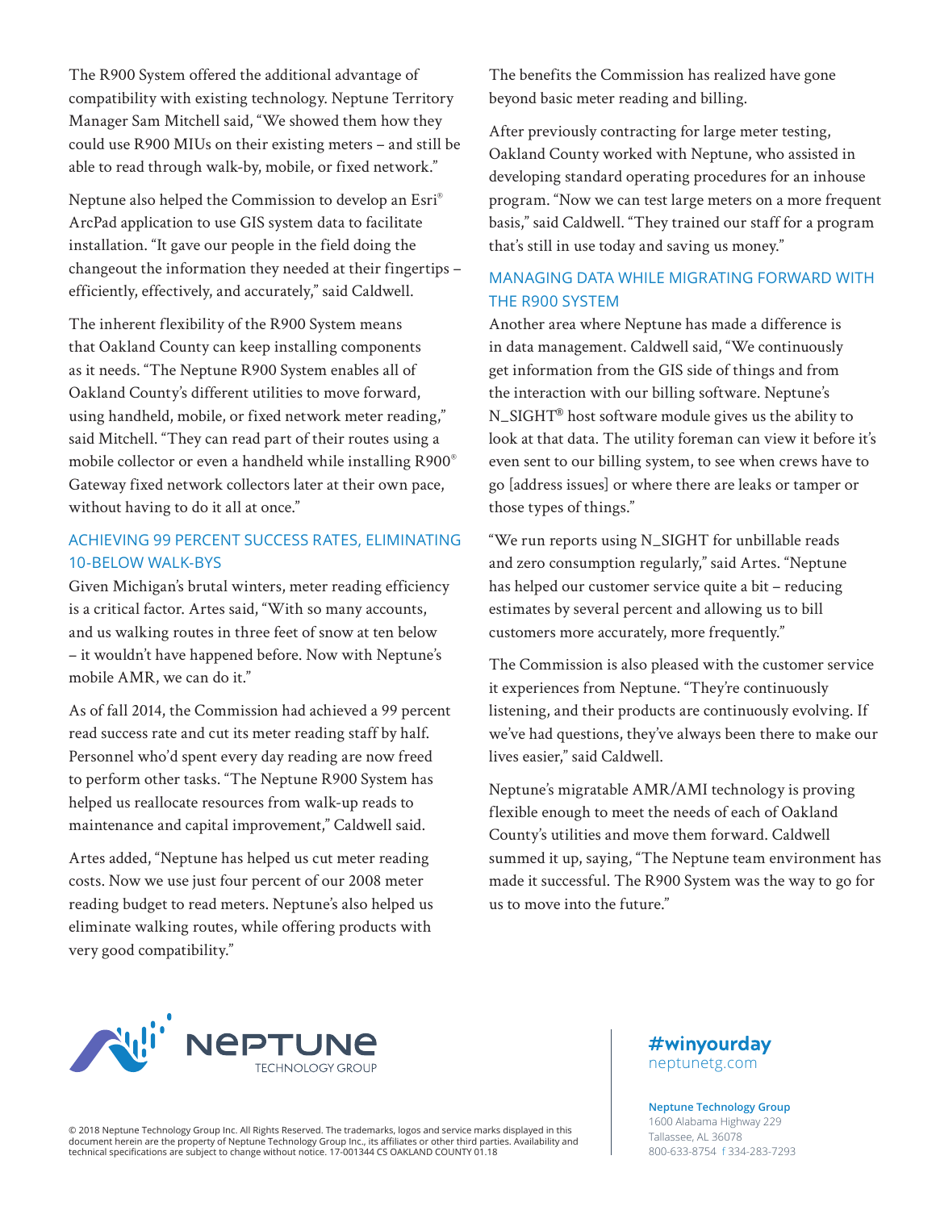The R900 System offered the additional advantage of compatibility with existing technology. Neptune Territory Manager Sam Mitchell said, "We showed them how they could use R900 MIUs on their existing meters – and still be able to read through walk-by, mobile, or fixed network."

Neptune also helped the Commission to develop an Esri® ArcPad application to use GIS system data to facilitate installation. "It gave our people in the field doing the changeout the information they needed at their fingertips – efficiently, effectively, and accurately," said Caldwell.

The inherent flexibility of the R900 System means that Oakland County can keep installing components as it needs. "The Neptune R900 System enables all of Oakland County's different utilities to move forward, using handheld, mobile, or fixed network meter reading," said Mitchell. "They can read part of their routes using a mobile collector or even a handheld while installing R900® Gateway fixed network collectors later at their own pace, without having to do it all at once."

## ACHIEVING 99 PERCENT SUCCESS RATES, ELIMINATING 10-BELOW WALK-BYS

Given Michigan's brutal winters, meter reading efficiency is a critical factor. Artes said, "With so many accounts, and us walking routes in three feet of snow at ten below – it wouldn't have happened before. Now with Neptune's mobile AMR, we can do it."

As of fall 2014, the Commission had achieved a 99 percent read success rate and cut its meter reading staff by half. Personnel who'd spent every day reading are now freed to perform other tasks. "The Neptune R900 System has helped us reallocate resources from walk-up reads to maintenance and capital improvement," Caldwell said.

Artes added, "Neptune has helped us cut meter reading costs. Now we use just four percent of our 2008 meter reading budget to read meters. Neptune's also helped us eliminate walking routes, while offering products with very good compatibility."

The benefits the Commission has realized have gone beyond basic meter reading and billing.

After previously contracting for large meter testing, Oakland County worked with Neptune, who assisted in developing standard operating procedures for an inhouse program. "Now we can test large meters on a more frequent basis," said Caldwell. "They trained our staff for a program that's still in use today and saving us money."

## MANAGING DATA WHILE MIGRATING FORWARD WITH THE R900 SYSTEM

Another area where Neptune has made a difference is in data management. Caldwell said, "We continuously get information from the GIS side of things and from the interaction with our billing software. Neptune's N_SIGHT® host software module gives us the ability to look at that data. The utility foreman can view it before it's even sent to our billing system, to see when crews have to go [address issues] or where there are leaks or tamper or those types of things."

"We run reports using N_SIGHT for unbillable reads and zero consumption regularly," said Artes. "Neptune has helped our customer service quite a bit – reducing estimates by several percent and allowing us to bill customers more accurately, more frequently."

The Commission is also pleased with the customer service it experiences from Neptune. "They're continuously listening, and their products are continuously evolving. If we've had questions, they've always been there to make our lives easier," said Caldwell.

Neptune's migratable AMR/AMI technology is proving flexible enough to meet the needs of each of Oakland County's utilities and move them forward. Caldwell summed it up, saying, "The Neptune team environment has made it successful. The R900 System was the way to go for us to move into the future."

NEPTUNE TECHNOLOGY GROUP

**#winyourday**
neptunetg.com

**Neptune Technology Group**
1600 Alabama Highway 229
Tallassee, AL 36078
800-633-8754 f 334-283-7293

© 2018 Neptune Technology Group Inc. All Rights Reserved. The trademarks, logos and service marks displayed in this document herein are the property of Neptune Technology Group Inc., its affiliates or other third parties. Availability and technical specifications are subject to change without notice. 17-001344 CS OAKLAND COUNTY 01.18